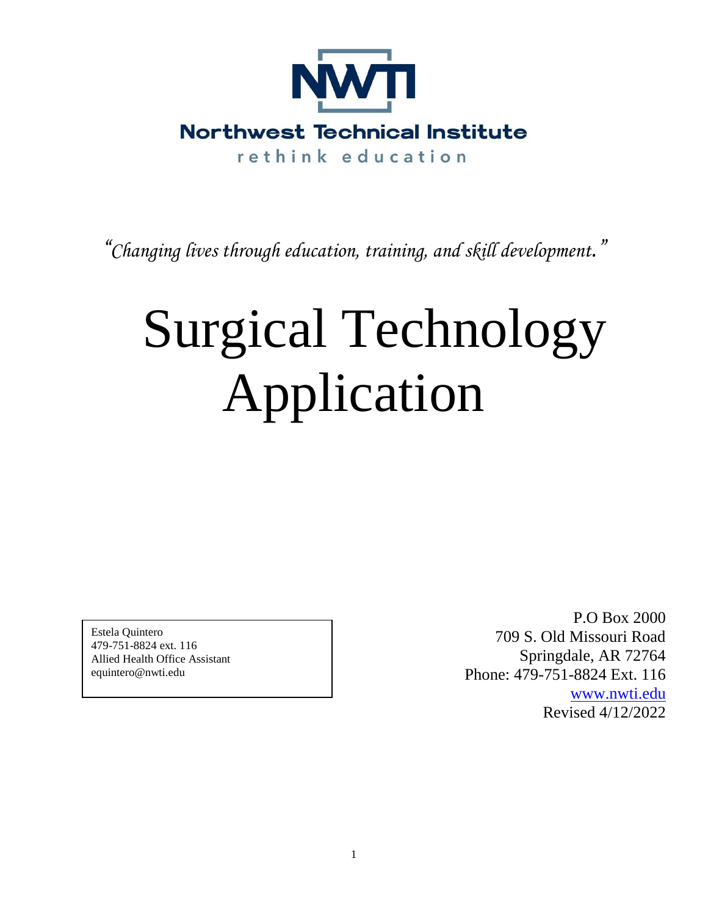**NWTI**

**Northwest Technical Institute**

rethink education

*"Changing lives through education, training, and skill development."*

# Surgical Technology Application

Estela Quintero
479-751-8824 ext. 116
Allied Health Office Assistant
equintero@nwti.edu

P.O Box 2000
709 S. Old Missouri Road
Springdale, AR 72764
Phone: 479-751-8824 Ext. 116
www.nwti.edu
Revised 4/12/2022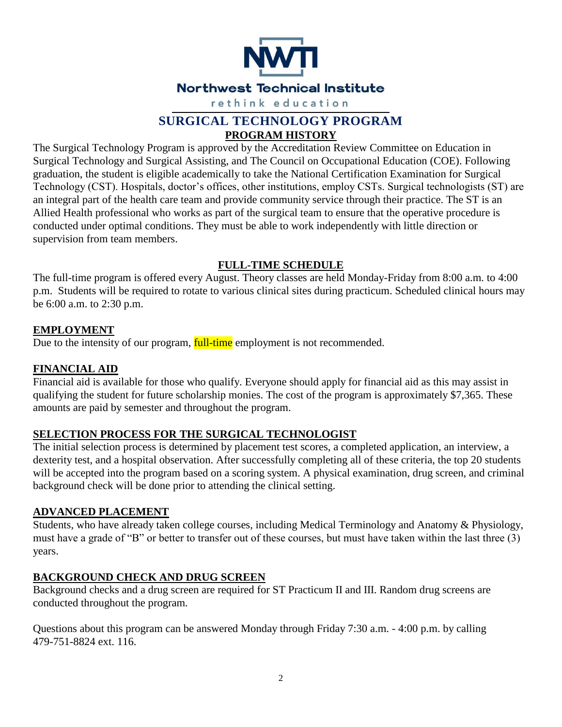**Northwest Technical Institute**

rethink education

# SURGICAL TECHNOLOGY PROGRAM

## PROGRAM HISTORY

The Surgical Technology Program is approved by the Accreditation Review Committee on Education in Surgical Technology and Surgical Assisting, and The Council on Occupational Education (COE). Following graduation, the student is eligible academically to take the National Certification Examination for Surgical Technology (CST). Hospitals, doctor's offices, other institutions, employ CSTs. Surgical technologists (ST) are an integral part of the health care team and provide community service through their practice. The ST is an Allied Health professional who works as part of the surgical team to ensure that the operative procedure is conducted under optimal conditions. They must be able to work independently with little direction or supervision from team members.

## FULL-TIME SCHEDULE

The full-time program is offered every August. Theory classes are held Monday-Friday from 8:00 a.m. to 4:00 p.m. Students will be required to rotate to various clinical sites during practicum. Scheduled clinical hours may be 6:00 a.m. to 2:30 p.m.

## EMPLOYMENT

Due to the intensity of our program, full-time employment is not recommended.

## FINANCIAL AID

Financial aid is available for those who qualify. Everyone should apply for financial aid as this may assist in qualifying the student for future scholarship monies. The cost of the program is approximately $7,365. These amounts are paid by semester and throughout the program.

## SELECTION PROCESS FOR THE SURGICAL TECHNOLOGIST

The initial selection process is determined by placement test scores, a completed application, an interview, a dexterity test, and a hospital observation. After successfully completing all of these criteria, the top 20 students will be accepted into the program based on a scoring system. A physical examination, drug screen, and criminal background check will be done prior to attending the clinical setting.

## ADVANCED PLACEMENT

Students, who have already taken college courses, including Medical Terminology and Anatomy & Physiology, must have a grade of "B" or better to transfer out of these courses, but must have taken within the last three (3) years.

## BACKGROUND CHECK AND DRUG SCREEN

Background checks and a drug screen are required for ST Practicum II and III. Random drug screens are conducted throughout the program.

Questions about this program can be answered Monday through Friday 7:30 a.m. - 4:00 p.m. by calling 479-751-8824 ext. 116.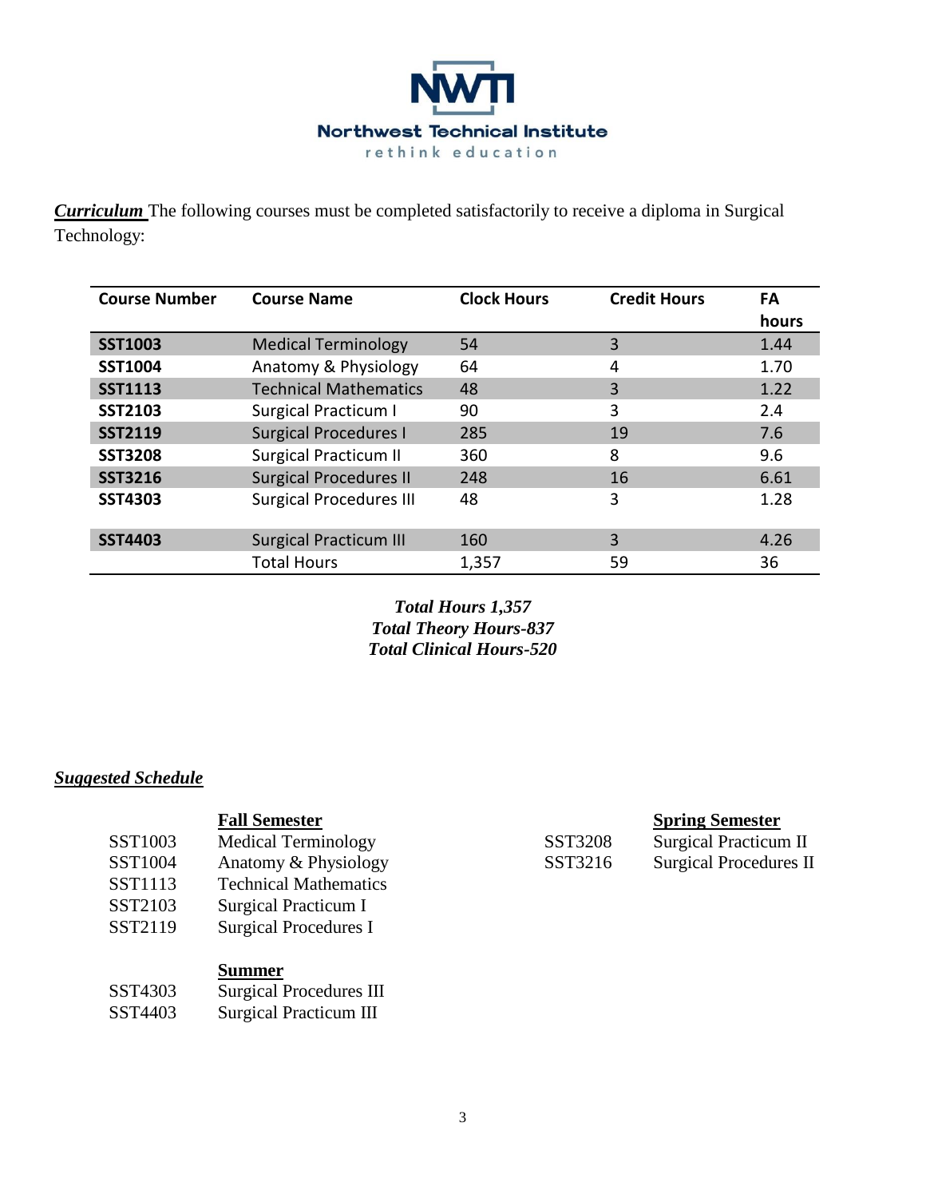**NWTI**

**Northwest Technical Institute**

rethink education

***Curriculum*** The following courses must be completed satisfactorily to receive a diploma in Surgical Technology:

| Course Number | Course Name | Clock Hours | Credit Hours | FA hours |
|---|---|---|---|---|
| **SST1003** | Medical Terminology | 54 | 3 | 1.44 |
| **SST1004** | Anatomy & Physiology | 64 | 4 | 1.70 |
| **SST1113** | Technical Mathematics | 48 | 3 | 1.22 |
| **SST2103** | Surgical Practicum I | 90 | 3 | 2.4 |
| **SST2119** | Surgical Procedures I | 285 | 19 | 7.6 |
| **SST3208** | Surgical Practicum II | 360 | 8 | 9.6 |
| **SST3216** | Surgical Procedures II | 248 | 16 | 6.61 |
| **SST4303** | Surgical Procedures III | 48 | 3 | 1.28 |
| **SST4403** | Surgical Practicum III | 160 | 3 | 4.26 |
| | Total Hours | 1,357 | 59 | 36 |

***Total Hours 1,357***
***Total Theory Hours-837***
***Total Clinical Hours-520***

***Suggested Schedule***

**Fall Semester**

- SST1003 Medical Terminology
- SST1004 Anatomy & Physiology
- SST1113 Technical Mathematics
- SST2103 Surgical Practicum I
- SST2119 Surgical Procedures I

**Spring Semester**

- SST3208 Surgical Practicum II
- SST3216 Surgical Procedures II

**Summer**

- SST4303 Surgical Procedures III
- SST4403 Surgical Practicum III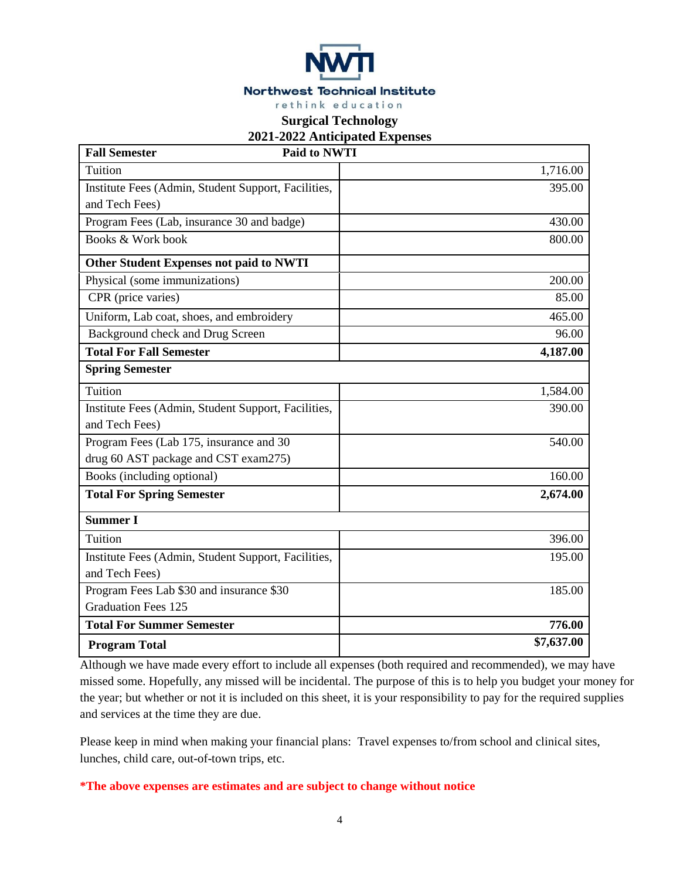**Northwest Technical Institute**

rethink education

# Surgical Technology
## 2021-2022 Anticipated Expenses

| **Fall Semester** | **Paid to NWTI** |
|---|---|
| Tuition | 1,716.00 |
| Institute Fees (Admin, Student Support, Facilities, and Tech Fees) | 395.00 |
| Program Fees (Lab, insurance 30 and badge) | 430.00 |
| Books & Work book | 800.00 |
| **Other Student Expenses not paid to NWTI** | |
| Physical (some immunizations) | 200.00 |
| CPR (price varies) | 85.00 |
| Uniform, Lab coat, shoes, and embroidery | 465.00 |
| Background check and Drug Screen | 96.00 |
| **Total For Fall Semester** | **4,187.00** |
| **Spring Semester** | |
| Tuition | 1,584.00 |
| Institute Fees (Admin, Student Support, Facilities, and Tech Fees) | 390.00 |
| Program Fees (Lab 175, insurance and 30 drug 60 AST package and CST exam275) | 540.00 |
| Books (including optional) | 160.00 |
| **Total For Spring Semester** | **2,674.00** |
| **Summer I** | |
| Tuition | 396.00 |
| Institute Fees (Admin, Student Support, Facilities, and Tech Fees) | 195.00 |
| Program Fees Lab $30 and insurance $30 Graduation Fees 125 | 185.00 |
| **Total For Summer Semester** | **776.00** |
| **Program Total** | **$7,637.00** |

Although we have made every effort to include all expenses (both required and recommended), we may have missed some. Hopefully, any missed will be incidental. The purpose of this is to help you budget your money for the year; but whether or not it is included on this sheet, it is your responsibility to pay for the required supplies and services at the time they are due.

Please keep in mind when making your financial plans: Travel expenses to/from school and clinical sites, lunches, child care, out-of-town trips, etc.

**\*The above expenses are estimates and are subject to change without notice**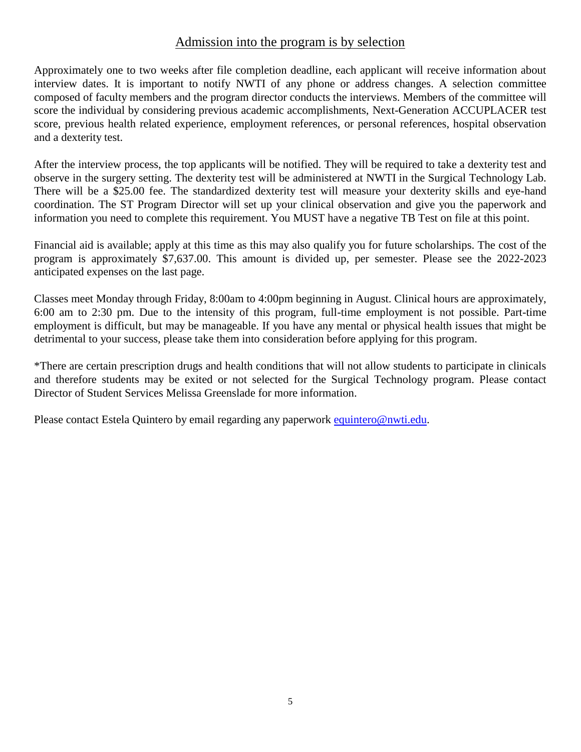## Admission into the program is by selection

Approximately one to two weeks after file completion deadline, each applicant will receive information about interview dates. It is important to notify NWTI of any phone or address changes. A selection committee composed of faculty members and the program director conducts the interviews. Members of the committee will score the individual by considering previous academic accomplishments, Next-Generation ACCUPLACER test score, previous health related experience, employment references, or personal references, hospital observation and a dexterity test.

After the interview process, the top applicants will be notified. They will be required to take a dexterity test and observe in the surgery setting. The dexterity test will be administered at NWTI in the Surgical Technology Lab. There will be a $25.00 fee. The standardized dexterity test will measure your dexterity skills and eye-hand coordination. The ST Program Director will set up your clinical observation and give you the paperwork and information you need to complete this requirement. You MUST have a negative TB Test on file at this point.

Financial aid is available; apply at this time as this may also qualify you for future scholarships. The cost of the program is approximately $7,637.00. This amount is divided up, per semester. Please see the 2022-2023 anticipated expenses on the last page.

Classes meet Monday through Friday, 8:00am to 4:00pm beginning in August. Clinical hours are approximately, 6:00 am to 2:30 pm. Due to the intensity of this program, full-time employment is not possible. Part-time employment is difficult, but may be manageable. If you have any mental or physical health issues that might be detrimental to your success, please take them into consideration before applying for this program.

*There are certain prescription drugs and health conditions that will not allow students to participate in clinicals and therefore students may be exited or not selected for the Surgical Technology program. Please contact Director of Student Services Melissa Greenslade for more information.

Please contact Estela Quintero by email regarding any paperwork [equintero@nwti.edu](mailto:equintero@nwti.edu).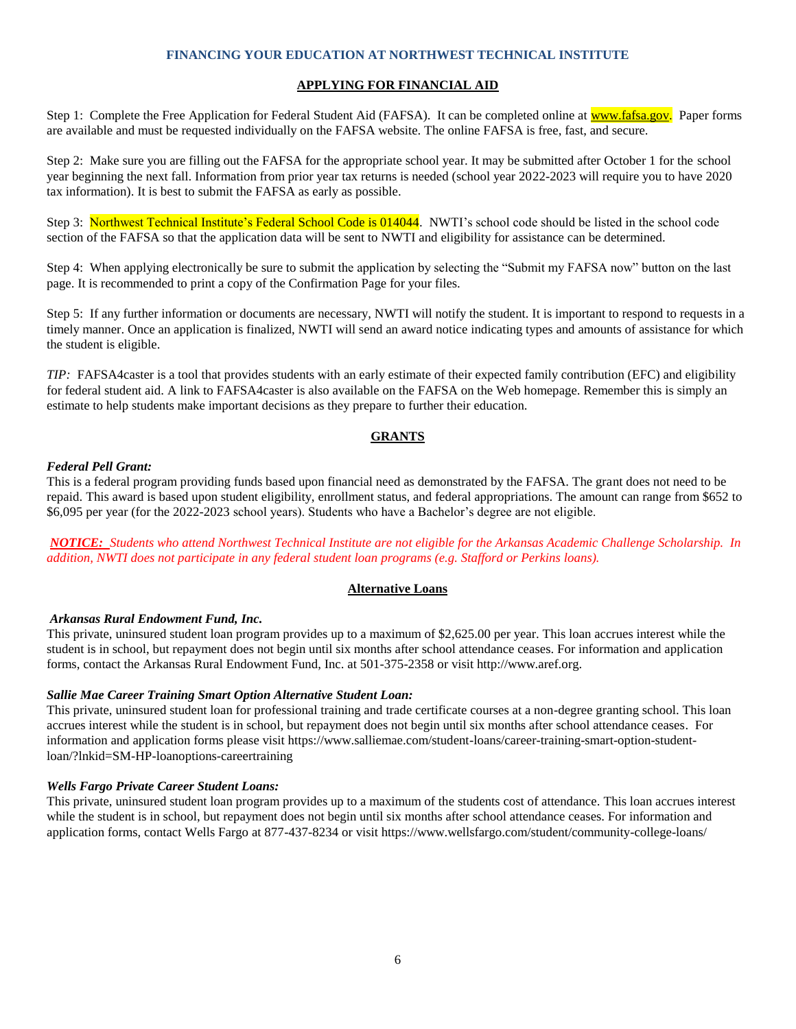## FINANCING YOUR EDUCATION AT NORTHWEST TECHNICAL INSTITUTE

### APPLYING FOR FINANCIAL AID

Step 1: Complete the Free Application for Federal Student Aid (FAFSA). It can be completed online at www.fafsa.gov. Paper forms are available and must be requested individually on the FAFSA website. The online FAFSA is free, fast, and secure.

Step 2: Make sure you are filling out the FAFSA for the appropriate school year. It may be submitted after October 1 for the school year beginning the next fall. Information from prior year tax returns is needed (school year 2022-2023 will require you to have 2020 tax information). It is best to submit the FAFSA as early as possible.

Step 3: Northwest Technical Institute's Federal School Code is 014044. NWTI's school code should be listed in the school code section of the FAFSA so that the application data will be sent to NWTI and eligibility for assistance can be determined.

Step 4: When applying electronically be sure to submit the application by selecting the "Submit my FAFSA now" button on the last page. It is recommended to print a copy of the Confirmation Page for your files.

Step 5: If any further information or documents are necessary, NWTI will notify the student. It is important to respond to requests in a timely manner. Once an application is finalized, NWTI will send an award notice indicating types and amounts of assistance for which the student is eligible.

*TIP:* FAFSA4caster is a tool that provides students with an early estimate of their expected family contribution (EFC) and eligibility for federal student aid. A link to FAFSA4caster is also available on the FAFSA on the Web homepage. Remember this is simply an estimate to help students make important decisions as they prepare to further their education.

### GRANTS

***Federal Pell Grant:***
This is a federal program providing funds based upon financial need as demonstrated by the FAFSA. The grant does not need to be repaid. This award is based upon student eligibility, enrollment status, and federal appropriations. The amount can range from $652 to $6,095 per year (for the 2022-2023 school years). Students who have a Bachelor's degree are not eligible.

***NOTICE:*** *Students who attend Northwest Technical Institute are not eligible for the Arkansas Academic Challenge Scholarship. In addition, NWTI does not participate in any federal student loan programs (e.g. Stafford or Perkins loans).*

### Alternative Loans

***Arkansas Rural Endowment Fund, Inc.***
This private, uninsured student loan program provides up to a maximum of $2,625.00 per year. This loan accrues interest while the student is in school, but repayment does not begin until six months after school attendance ceases. For information and application forms, contact the Arkansas Rural Endowment Fund, Inc. at 501-375-2358 or visit http://www.aref.org.

***Sallie Mae Career Training Smart Option Alternative Student Loan:***
This private, uninsured student loan for professional training and trade certificate courses at a non-degree granting school. This loan accrues interest while the student is in school, but repayment does not begin until six months after school attendance ceases. For information and application forms please visit https://www.salliemae.com/student-loans/career-training-smart-option-student-loan/?lnkid=SM-HP-loanoptions-careertraining

***Wells Fargo Private Career Student Loans:***
This private, uninsured student loan program provides up to a maximum of the students cost of attendance. This loan accrues interest while the student is in school, but repayment does not begin until six months after school attendance ceases. For information and application forms, contact Wells Fargo at 877-437-8234 or visit https://www.wellsfargo.com/student/community-college-loans/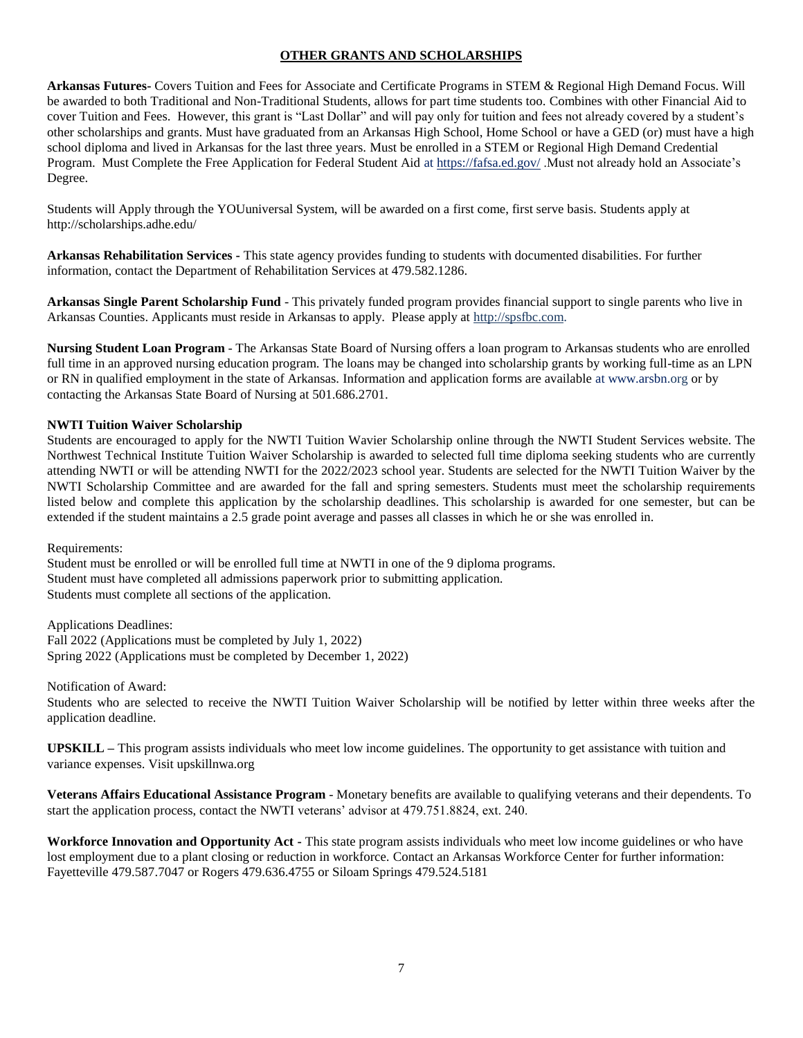## OTHER GRANTS AND SCHOLARSHIPS

**Arkansas Futures-** Covers Tuition and Fees for Associate and Certificate Programs in STEM & Regional High Demand Focus. Will be awarded to both Traditional and Non-Traditional Students, allows for part time students too. Combines with other Financial Aid to cover Tuition and Fees. However, this grant is "Last Dollar" and will pay only for tuition and fees not already covered by a student's other scholarships and grants. Must have graduated from an Arkansas High School, Home School or have a GED (or) must have a high school diploma and lived in Arkansas for the last three years. Must be enrolled in a STEM or Regional High Demand Credential Program. Must Complete the Free Application for Federal Student Aid at https://fafsa.ed.gov/ .Must not already hold an Associate's Degree.

Students will Apply through the YOUuniversal System, will be awarded on a first come, first serve basis. Students apply at http://scholarships.adhe.edu/

**Arkansas Rehabilitation Services -** This state agency provides funding to students with documented disabilities. For further information, contact the Department of Rehabilitation Services at 479.582.1286.

**Arkansas Single Parent Scholarship Fund** - This privately funded program provides financial support to single parents who live in Arkansas Counties. Applicants must reside in Arkansas to apply. Please apply at http://spsfbc.com.

**Nursing Student Loan Program** - The Arkansas State Board of Nursing offers a loan program to Arkansas students who are enrolled full time in an approved nursing education program. The loans may be changed into scholarship grants by working full-time as an LPN or RN in qualified employment in the state of Arkansas. Information and application forms are available at www.arsbn.org or by contacting the Arkansas State Board of Nursing at 501.686.2701.

**NWTI Tuition Waiver Scholarship**

Students are encouraged to apply for the NWTI Tuition Wavier Scholarship online through the NWTI Student Services website. The Northwest Technical Institute Tuition Waiver Scholarship is awarded to selected full time diploma seeking students who are currently attending NWTI or will be attending NWTI for the 2022/2023 school year. Students are selected for the NWTI Tuition Waiver by the NWTI Scholarship Committee and are awarded for the fall and spring semesters. Students must meet the scholarship requirements listed below and complete this application by the scholarship deadlines. This scholarship is awarded for one semester, but can be extended if the student maintains a 2.5 grade point average and passes all classes in which he or she was enrolled in.

Requirements:
Student must be enrolled or will be enrolled full time at NWTI in one of the 9 diploma programs.
Student must have completed all admissions paperwork prior to submitting application.
Students must complete all sections of the application.

Applications Deadlines:
Fall 2022 (Applications must be completed by July 1, 2022)
Spring 2022 (Applications must be completed by December 1, 2022)

Notification of Award:
Students who are selected to receive the NWTI Tuition Waiver Scholarship will be notified by letter within three weeks after the application deadline.

**UPSKILL –** This program assists individuals who meet low income guidelines. The opportunity to get assistance with tuition and variance expenses. Visit upskillnwa.org

**Veterans Affairs Educational Assistance Program** - Monetary benefits are available to qualifying veterans and their dependents. To start the application process, contact the NWTI veterans' advisor at 479.751.8824, ext. 240.

**Workforce Innovation and Opportunity Act -** This state program assists individuals who meet low income guidelines or who have lost employment due to a plant closing or reduction in workforce. Contact an Arkansas Workforce Center for further information: Fayetteville 479.587.7047 or Rogers 479.636.4755 or Siloam Springs 479.524.5181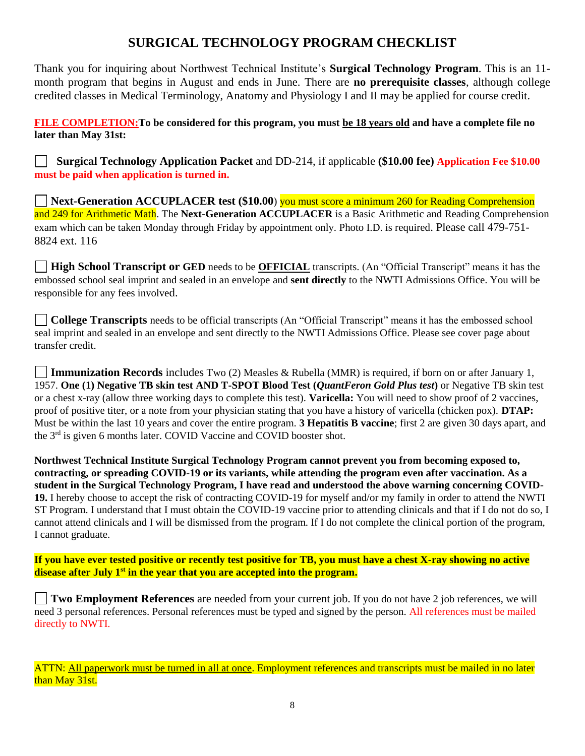# SURGICAL TECHNOLOGY PROGRAM CHECKLIST

Thank you for inquiring about Northwest Technical Institute's **Surgical Technology Program**. This is an 11-month program that begins in August and ends in June. There are **no prerequisite classes**, although college credited classes in Medical Terminology, Anatomy and Physiology I and II may be applied for course credit.

**FILE COMPLETION:** **To be considered for this program, you must be 18 years old and have a complete file no later than May 31st:**

☐ **Surgical Technology Application Packet** and DD-214, if applicable **($10.00 fee)** **Application Fee $10.00 must be paid when application is turned in.**

☐ **Next-Generation ACCUPLACER test ($10.00**) you must score a minimum 260 for Reading Comprehension and 249 for Arithmetic Math. The **Next-Generation ACCUPLACER** is a Basic Arithmetic and Reading Comprehension exam which can be taken Monday through Friday by appointment only. Photo I.D. is required. Please call 479-751-8824 ext. 116

☐ **High School Transcript or GED** needs to be **OFFICIAL** transcripts. (An "Official Transcript" means it has the embossed school seal imprint and sealed in an envelope and **sent directly** to the NWTI Admissions Office. You will be responsible for any fees involved.

☐ **College Transcripts** needs to be official transcripts (An "Official Transcript" means it has the embossed school seal imprint and sealed in an envelope and sent directly to the NWTI Admissions Office. Please see cover page about transfer credit.

☐ **Immunization Records** includes Two (2) Measles & Rubella (MMR) is required, if born on or after January 1, 1957. **One (1) Negative TB skin test AND T-SPOT Blood Test (*QuantFeron Gold Plus test*)** or Negative TB skin test or a chest x-ray (allow three working days to complete this test). **Varicella:** You will need to show proof of 2 vaccines, proof of positive titer, or a note from your physician stating that you have a history of varicella (chicken pox). **DTAP:** Must be within the last 10 years and cover the entire program. **3 Hepatitis B vaccine**; first 2 are given 30 days apart, and the 3rd is given 6 months later. COVID Vaccine and COVID booster shot.

**Northwest Technical Institute Surgical Technology Program cannot prevent you from becoming exposed to, contracting, or spreading COVID-19 or its variants, while attending the program even after vaccination. As a student in the Surgical Technology Program, I have read and understood the above warning concerning COVID-19.** I hereby choose to accept the risk of contracting COVID-19 for myself and/or my family in order to attend the NWTI ST Program. I understand that I must obtain the COVID-19 vaccine prior to attending clinicals and that if I do not do so, I cannot attend clinicals and I will be dismissed from the program. If I do not complete the clinical portion of the program, I cannot graduate.

**If you have ever tested positive or recently test positive for TB, you must have a chest X-ray showing no active disease after July 1st in the year that you are accepted into the program.**

☐ **Two Employment References** are needed from your current job. If you do not have 2 job references, we will need 3 personal references. Personal references must be typed and signed by the person. All references must be mailed directly to NWTI.

ATTN: All paperwork must be turned in all at once. Employment references and transcripts must be mailed in no later than May 31st.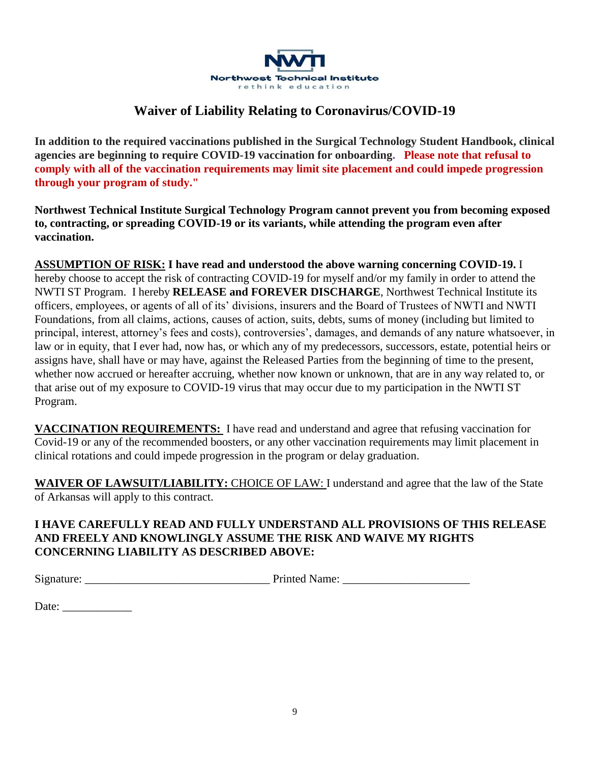Northwest Technical Institute
rethink education

# Waiver of Liability Relating to Coronavirus/COVID-19

**In addition to the required vaccinations published in the Surgical Technology Student Handbook, clinical agencies are beginning to require COVID-19 vaccination for onboarding. Please note that refusal to comply with all of the vaccination requirements may limit site placement and could impede progression through your program of study."**

**Northwest Technical Institute Surgical Technology Program cannot prevent you from becoming exposed to, contracting, or spreading COVID-19 or its variants, while attending the program even after vaccination.**

**ASSUMPTION OF RISK: I have read and understood the above warning concerning COVID-19.** I hereby choose to accept the risk of contracting COVID-19 for myself and/or my family in order to attend the NWTI ST Program. I hereby **RELEASE and FOREVER DISCHARGE**, Northwest Technical Institute its officers, employees, or agents of all of its' divisions, insurers and the Board of Trustees of NWTI and NWTI Foundations, from all claims, actions, causes of action, suits, debts, sums of money (including but limited to principal, interest, attorney's fees and costs), controversies', damages, and demands of any nature whatsoever, in law or in equity, that I ever had, now has, or which any of my predecessors, successors, estate, potential heirs or assigns have, shall have or may have, against the Released Parties from the beginning of time to the present, whether now accrued or hereafter accruing, whether now known or unknown, that are in any way related to, or that arise out of my exposure to COVID-19 virus that may occur due to my participation in the NWTI ST Program.

**VACCINATION REQUIREMENTS:** I have read and understand and agree that refusing vaccination for Covid-19 or any of the recommended boosters, or any other vaccination requirements may limit placement in clinical rotations and could impede progression in the program or delay graduation.

**WAIVER OF LAWSUIT/LIABILITY:** CHOICE OF LAW: I understand and agree that the law of the State of Arkansas will apply to this contract.

**I HAVE CAREFULLY READ AND FULLY UNDERSTAND ALL PROVISIONS OF THIS RELEASE AND FREELY AND KNOWLINGLY ASSUME THE RISK AND WAIVE MY RIGHTS CONCERNING LIABILITY AS DESCRIBED ABOVE:**

Signature: _______________________________ Printed Name: _____________________

Date: ____________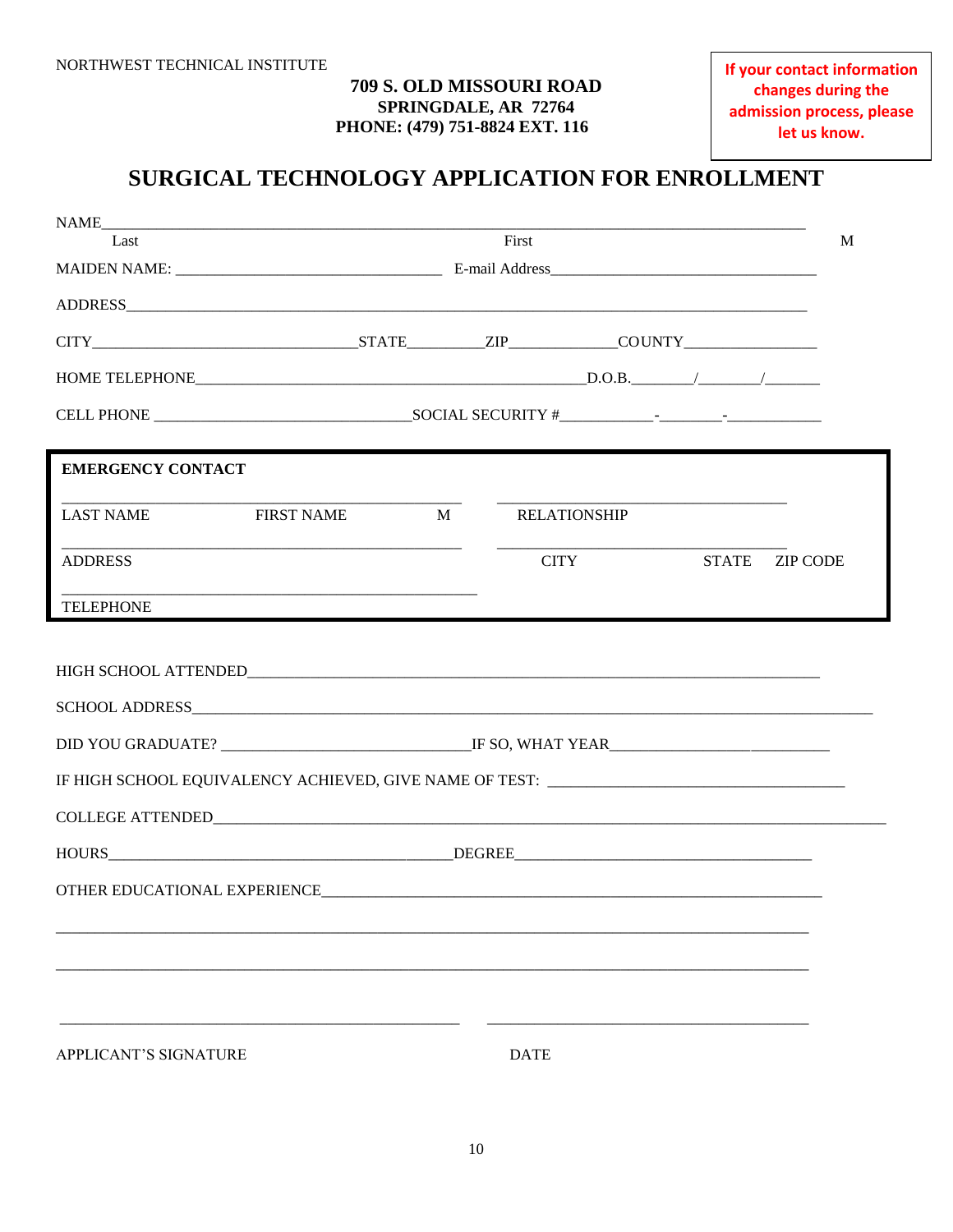NORTHWEST TECHNICAL INSTITUTE

**709 S. OLD MISSOURI ROAD**
**SPRINGDALE, AR 72764**
**PHONE: (479) 751-8824 EXT. 116**

**If your contact information changes during the admission process, please let us know.**

# SURGICAL TECHNOLOGY APPLICATION FOR ENROLLMENT

NAME______________________________________________________________________________
Last First M

MAIDEN NAME: ______________________________ E-mail Address________________________________

ADDRESS___________________________________________________________________________

CITY______________________________STATE_________ZIP_____________COUNTY________________

HOME TELEPHONE______________________________________________D.O.B._______/_______/_______

CELL PHONE ______________________________SOCIAL SECURITY #___________-________-___________

**EMERGENCY CONTACT**

______________________________________________ ________________________________
LAST NAME FIRST NAME M RELATIONSHIP

______________________________________________ ________________________________
ADDRESS CITY STATE ZIP CODE

________________________________________________
TELEPHONE

HIGH SCHOOL ATTENDED______________________________________________________________________

SCHOOL ADDRESS____________________________________________________________________________

DID YOU GRADUATE? ______________________________IF SO, WHAT YEAR___________________________

IF HIGH SCHOOL EQUIVALENCY ACHIEVED, GIVE NAME OF TEST: __________________________________

COLLEGE ATTENDED__________________________________________________________________________

HOURS__________________________________________DEGREE__________________________________

OTHER EDUCATIONAL EXPERIENCE_______________________________________________________________

__________________________________________________________________________________

__________________________________________________________________________________

______________________________________________ ____________________________________

APPLICANT'S SIGNATURE DATE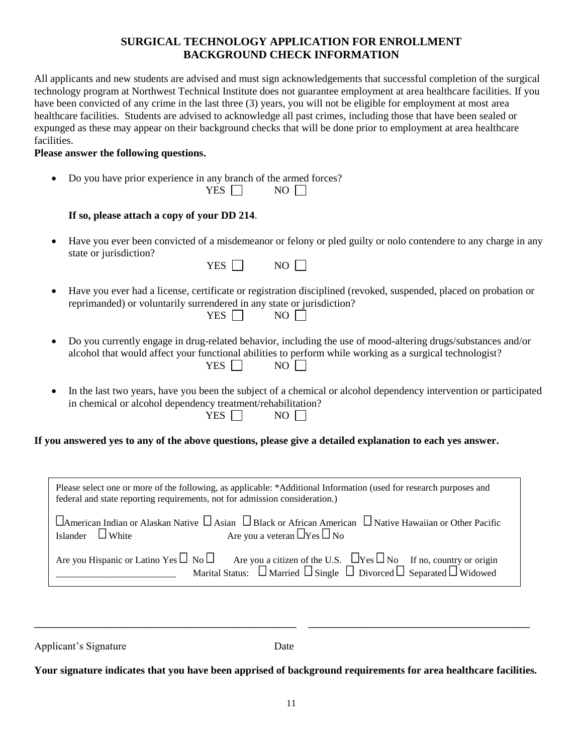## SURGICAL TECHNOLOGY APPLICATION FOR ENROLLMENT
## BACKGROUND CHECK INFORMATION

All applicants and new students are advised and must sign acknowledgements that successful completion of the surgical technology program at Northwest Technical Institute does not guarantee employment at area healthcare facilities. If you have been convicted of any crime in the last three (3) years, you will not be eligible for employment at most area healthcare facilities. Students are advised to acknowledge all past crimes, including those that have been sealed or expunged as these may appear on their background checks that will be done prior to employment at area healthcare facilities.

**Please answer the following questions.**

- Do you have prior experience in any branch of the armed forces?
  YES ☐ NO ☐

  **If so, please attach a copy of your DD 214**.

- Have you ever been convicted of a misdemeanor or felony or pled guilty or nolo contendere to any charge in any state or jurisdiction?
  YES ☐ NO ☐

- Have you ever had a license, certificate or registration disciplined (revoked, suspended, placed on probation or reprimanded) or voluntarily surrendered in any state or jurisdiction?
  YES ☐ NO ☐

- Do you currently engage in drug-related behavior, including the use of mood-altering drugs/substances and/or alcohol that would affect your functional abilities to perform while working as a surgical technologist?
  YES ☐ NO ☐

- In the last two years, have you been the subject of a chemical or alcohol dependency intervention or participated in chemical or alcohol dependency treatment/rehabilitation?
  YES ☐ NO ☐

**If you answered yes to any of the above questions, please give a detailed explanation to each yes answer.**

Please select one or more of the following, as applicable: *Additional Information (used for research purposes and federal and state reporting requirements, not for admission consideration.)

☐American Indian or Alaskan Native ☐ Asian ☐ Black or African American ☐ Native Hawaiian or Other Pacific Islander ☐ White Are you a veteran ☐Yes ☐ No

Are you Hispanic or Latino Yes ☐ No ☐ Are you a citizen of the U.S. ☐Yes ☐ No If no, country or origin _______________________ Marital Status: ☐ Married ☐ Single ☐ Divorced ☐ Separated ☐ Widowed

_______________________________________ _______________________________________

Applicant's Signature Date

**Your signature indicates that you have been apprised of background requirements for area healthcare facilities.**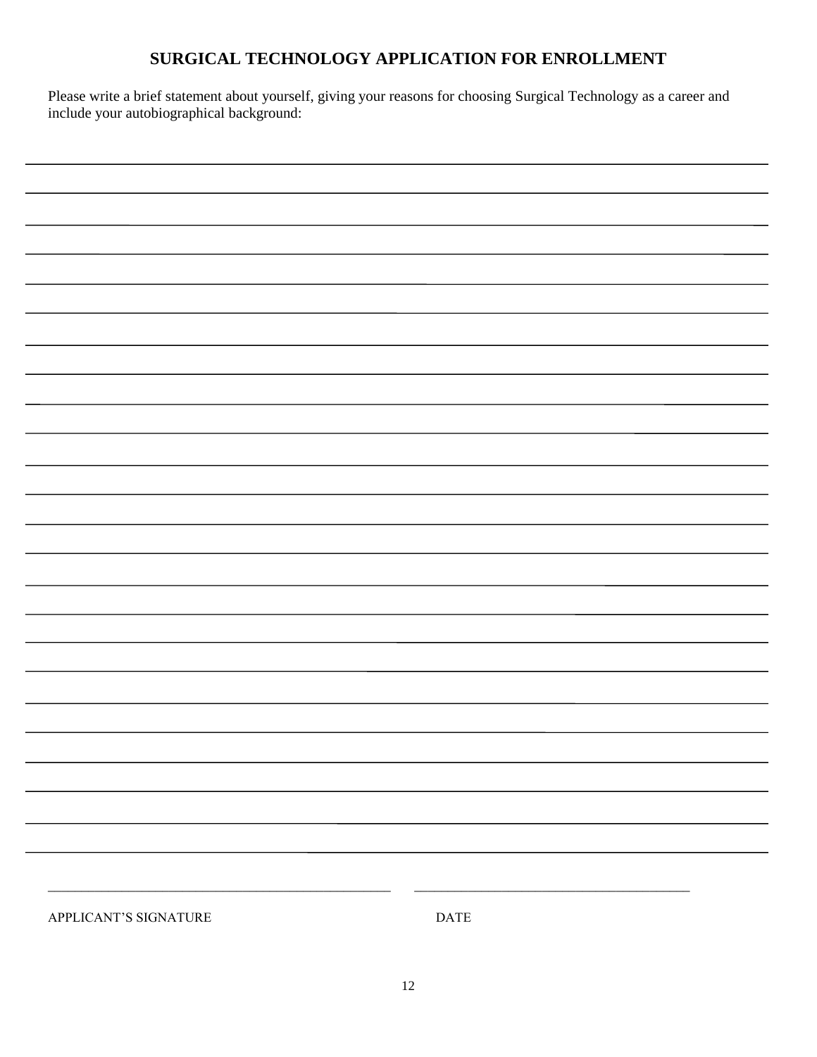# SURGICAL TECHNOLOGY APPLICATION FOR ENROLLMENT

Please write a brief statement about yourself, giving your reasons for choosing Surgical Technology as a career and include your autobiographical background:

\_\_\_\_\_\_\_\_\_\_\_\_\_\_\_\_\_\_\_\_\_\_\_\_\_\_\_\_\_\_\_\_\_\_\_\_\_\_\_\_\_\_\_\_\_\_\_\_\_\_\_\_\_\_\_\_\_\_\_\_\_\_\_\_\_\_\_\_\_\_\_\_\_\_\_\_\_\_

\_\_\_\_\_\_\_\_\_\_\_\_\_\_\_\_\_\_\_\_\_\_\_\_\_\_\_\_\_\_\_\_\_\_\_\_\_\_\_\_\_\_\_\_\_\_\_\_\_\_\_\_\_\_\_\_\_\_\_\_\_\_\_\_\_\_\_\_\_\_\_\_\_\_\_\_\_\_

\_\_\_\_\_\_\_\_\_\_\_\_\_\_\_\_\_\_\_\_\_\_\_\_\_\_\_\_\_\_\_\_\_\_\_\_\_\_\_\_\_\_\_\_\_\_\_\_\_\_\_\_\_\_\_\_\_\_\_\_\_\_\_\_\_\_\_\_\_\_\_\_\_\_\_\_\_\_

\_\_\_\_\_\_\_\_\_\_\_\_\_\_\_\_\_\_\_\_\_\_\_\_\_\_\_\_\_\_\_\_\_\_\_\_\_\_\_\_\_\_\_\_\_\_\_\_\_\_\_\_\_\_\_\_\_\_\_\_\_\_\_\_\_\_\_\_\_\_\_\_\_\_\_\_\_\_

\_\_\_\_\_\_\_\_\_\_\_\_\_\_\_\_\_\_\_\_\_\_\_\_\_\_\_\_\_\_\_\_\_\_\_\_\_\_\_\_\_\_\_\_\_\_\_\_\_\_\_\_\_\_\_\_\_\_\_\_\_\_\_\_\_\_\_\_\_\_\_\_\_\_\_\_\_\_

\_\_\_\_\_\_\_\_\_\_\_\_\_\_\_\_\_\_\_\_\_\_\_\_\_\_\_\_\_\_\_\_\_\_\_\_\_\_\_\_\_\_\_\_\_\_\_\_\_\_\_\_\_\_\_\_\_\_\_\_\_\_\_\_\_\_\_\_\_\_\_\_\_\_\_\_\_\_

\_\_\_\_\_\_\_\_\_\_\_\_\_\_\_\_\_\_\_\_\_\_\_\_\_\_\_\_\_\_\_\_\_\_\_\_\_\_\_\_\_\_\_\_\_\_\_\_\_\_\_\_\_\_\_\_\_\_\_\_\_\_\_\_\_\_\_\_\_\_\_\_\_\_\_\_\_\_

\_\_\_\_\_\_\_\_\_\_\_\_\_\_\_\_\_\_\_\_\_\_\_\_\_\_\_\_\_\_\_\_\_\_\_\_\_\_\_\_\_\_\_\_\_\_\_\_\_\_\_\_\_\_\_\_\_\_\_\_\_\_\_\_\_\_\_\_\_\_\_\_\_\_\_\_\_\_

\_\_\_\_\_\_\_\_\_\_\_\_\_\_\_\_\_\_\_\_\_\_\_\_\_\_\_\_\_\_\_\_\_\_\_\_\_\_\_\_\_\_\_\_\_\_\_\_\_\_\_\_\_\_\_\_\_\_\_\_\_\_\_\_\_\_\_\_\_\_\_\_\_\_\_\_\_\_

\_\_\_\_\_\_\_\_\_\_\_\_\_\_\_\_\_\_\_\_\_\_\_\_\_\_\_\_\_\_\_\_\_\_\_\_\_\_\_\_\_\_\_\_\_\_\_\_\_\_\_\_\_\_\_\_\_\_\_\_\_\_\_\_\_\_\_\_\_\_\_\_\_\_\_\_\_\_

\_\_\_\_\_\_\_\_\_\_\_\_\_\_\_\_\_\_\_\_\_\_\_\_\_\_\_\_\_\_\_\_\_\_\_\_\_\_\_\_\_\_\_\_\_\_\_\_\_\_\_\_\_\_\_\_\_\_\_\_\_\_\_\_\_\_\_\_\_\_\_\_\_\_\_\_\_\_

\_\_\_\_\_\_\_\_\_\_\_\_\_\_\_\_\_\_\_\_\_\_\_\_\_\_\_\_\_\_\_\_\_\_\_\_\_\_\_\_\_\_\_\_\_\_\_\_\_\_\_\_\_\_\_\_\_\_\_\_\_\_\_\_\_\_\_\_\_\_\_\_\_\_\_\_\_\_

\_\_\_\_\_\_\_\_\_\_\_\_\_\_\_\_\_\_\_\_\_\_\_\_\_\_\_\_\_\_\_\_\_\_\_\_\_\_\_\_\_\_\_\_\_\_\_\_\_\_\_\_\_\_\_\_\_\_\_\_\_\_\_\_\_\_\_\_\_\_\_\_\_\_\_\_\_\_

\_\_\_\_\_\_\_\_\_\_\_\_\_\_\_\_\_\_\_\_\_\_\_\_\_\_\_\_\_\_\_\_\_\_\_\_\_\_\_\_\_\_\_\_\_\_\_\_\_\_\_\_\_\_\_\_\_\_\_\_\_\_\_\_\_\_\_\_\_\_\_\_\_\_\_\_\_\_

\_\_\_\_\_\_\_\_\_\_\_\_\_\_\_\_\_\_\_\_\_\_\_\_\_\_\_\_\_\_\_\_\_\_\_\_\_\_\_\_\_\_\_\_\_\_\_\_\_\_\_\_\_\_\_\_\_\_\_\_\_\_\_\_\_\_\_\_\_\_\_\_\_\_\_\_\_\_

\_\_\_\_\_\_\_\_\_\_\_\_\_\_\_\_\_\_\_\_\_\_\_\_\_\_\_\_\_\_\_\_\_\_\_\_\_\_\_\_\_\_\_\_\_\_\_\_\_\_\_\_\_\_\_\_\_\_\_\_\_\_\_\_\_\_\_\_\_\_\_\_\_\_\_\_\_\_

\_\_\_\_\_\_\_\_\_\_\_\_\_\_\_\_\_\_\_\_\_\_\_\_\_\_\_\_\_\_\_\_\_\_\_\_\_\_\_\_\_\_\_\_\_\_\_\_\_\_\_\_\_\_\_\_\_\_\_\_\_\_\_\_\_\_\_\_\_\_\_\_\_\_\_\_\_\_

\_\_\_\_\_\_\_\_\_\_\_\_\_\_\_\_\_\_\_\_\_\_\_\_\_\_\_\_\_\_\_\_\_\_\_\_\_\_\_\_\_\_\_\_\_\_\_\_\_\_\_\_\_\_\_\_\_\_\_\_\_\_\_\_\_\_\_\_\_\_\_\_\_\_\_\_\_\_

\_\_\_\_\_\_\_\_\_\_\_\_\_\_\_\_\_\_\_\_\_\_\_\_\_\_\_\_\_\_\_\_\_\_\_\_\_\_\_\_\_\_\_\_\_\_\_\_\_\_\_\_\_\_\_\_\_\_\_\_\_\_\_\_\_\_\_\_\_\_\_\_\_\_\_\_\_\_

\_\_\_\_\_\_\_\_\_\_\_\_\_\_\_\_\_\_\_\_\_\_\_\_\_\_\_\_\_\_\_\_\_\_\_\_\_\_\_\_\_\_\_\_\_\_\_\_\_\_\_\_\_\_\_\_\_\_\_\_\_\_\_\_\_\_\_\_\_\_\_\_\_\_\_\_\_\_

\_\_\_\_\_\_\_\_\_\_\_\_\_\_\_\_\_\_\_\_\_\_\_\_\_\_\_\_\_\_\_\_\_\_\_\_\_\_\_\_\_\_\_\_\_\_\_\_\_\_\_\_\_\_\_\_\_\_\_\_\_\_\_\_\_\_\_\_\_\_\_\_\_\_\_\_\_\_

\_\_\_\_\_\_\_\_\_\_\_\_\_\_\_\_\_\_\_\_\_\_\_\_\_\_\_\_\_\_\_\_\_\_\_\_\_\_\_\_\_\_\_\_\_\_\_\_\_\_\_\_\_\_\_\_\_\_\_\_\_\_\_\_\_\_\_\_\_\_\_\_\_\_\_\_\_\_

\_\_\_\_\_\_\_\_\_\_\_\_\_\_\_\_\_\_\_\_\_\_\_\_\_\_\_\_\_\_\_\_\_\_\_\_\_\_\_\_\_\_\_\_\_\_\_\_\_\_\_\_\_\_\_\_\_\_\_\_\_\_\_\_\_\_\_\_\_\_\_\_\_\_\_\_\_\_

\_\_\_\_\_\_\_\_\_\_\_\_\_\_\_\_\_\_\_\_\_\_\_\_\_\_\_\_\_\_\_\_\_\_\_\_\_\_\_\_\_\_\_\_\_\_\_\_\_\_\_\_\_\_\_\_\_\_\_\_\_\_\_\_\_\_\_\_\_\_\_\_\_\_\_\_\_\_

\_\_\_\_\_\_\_\_\_\_\_\_\_\_\_\_\_\_\_\_\_\_\_\_\_\_\_\_\_\_\_\_\_\_\_\_\_\_\_\_\_\_\_\_\_\_\_\_\_\_\_\_\_\_\_\_\_\_\_\_\_\_\_\_\_\_\_\_\_\_\_\_\_\_\_\_\_\_

\_\_\_\_\_\_\_\_\_\_\_\_\_\_\_\_\_\_\_\_\_\_\_\_\_\_\_\_\_\_\_\_\_\_\_\_\_\_\_\_\_\_\_\_ \_\_\_\_\_\_\_\_\_\_\_\_\_\_\_\_\_\_\_\_\_\_\_\_\_\_\_\_\_\_\_\_\_\_\_\_

APPLICANT'S SIGNATURE DATE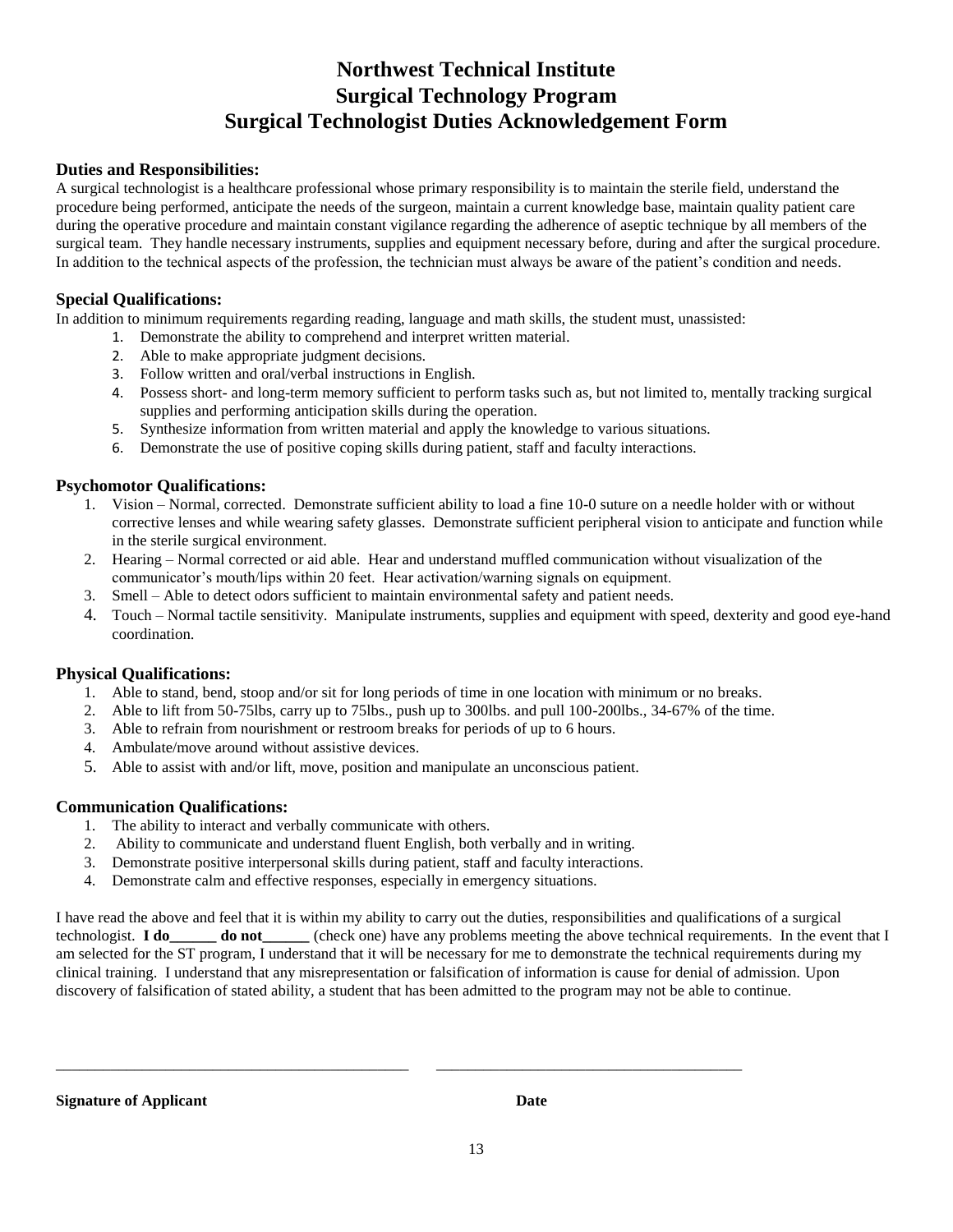# Northwest Technical Institute
# Surgical Technology Program
# Surgical Technologist Duties Acknowledgement Form

### Duties and Responsibilities:

A surgical technologist is a healthcare professional whose primary responsibility is to maintain the sterile field, understand the procedure being performed, anticipate the needs of the surgeon, maintain a current knowledge base, maintain quality patient care during the operative procedure and maintain constant vigilance regarding the adherence of aseptic technique by all members of the surgical team. They handle necessary instruments, supplies and equipment necessary before, during and after the surgical procedure. In addition to the technical aspects of the profession, the technician must always be aware of the patient's condition and needs.

### Special Qualifications:

In addition to minimum requirements regarding reading, language and math skills, the student must, unassisted:

1. Demonstrate the ability to comprehend and interpret written material.
2. Able to make appropriate judgment decisions.
3. Follow written and oral/verbal instructions in English.
4. Possess short- and long-term memory sufficient to perform tasks such as, but not limited to, mentally tracking surgical supplies and performing anticipation skills during the operation.
5. Synthesize information from written material and apply the knowledge to various situations.
6. Demonstrate the use of positive coping skills during patient, staff and faculty interactions.

### Psychomotor Qualifications:

1. Vision – Normal, corrected. Demonstrate sufficient ability to load a fine 10-0 suture on a needle holder with or without corrective lenses and while wearing safety glasses. Demonstrate sufficient peripheral vision to anticipate and function while in the sterile surgical environment.
2. Hearing – Normal corrected or aid able. Hear and understand muffled communication without visualization of the communicator's mouth/lips within 20 feet. Hear activation/warning signals on equipment.
3. Smell – Able to detect odors sufficient to maintain environmental safety and patient needs.
4. Touch – Normal tactile sensitivity. Manipulate instruments, supplies and equipment with speed, dexterity and good eye-hand coordination.

### Physical Qualifications:

1. Able to stand, bend, stoop and/or sit for long periods of time in one location with minimum or no breaks.
2. Able to lift from 50-75lbs, carry up to 75lbs., push up to 300lbs. and pull 100-200lbs., 34-67% of the time.
3. Able to refrain from nourishment or restroom breaks for periods of up to 6 hours.
4. Ambulate/move around without assistive devices.
5. Able to assist with and/or lift, move, position and manipulate an unconscious patient.

### Communication Qualifications:

1. The ability to interact and verbally communicate with others.
2. Ability to communicate and understand fluent English, both verbally and in writing.
3. Demonstrate positive interpersonal skills during patient, staff and faculty interactions.
4. Demonstrate calm and effective responses, especially in emergency situations.

I have read the above and feel that it is within my ability to carry out the duties, responsibilities and qualifications of a surgical technologist. **I do______ do not______** (check one) have any problems meeting the above technical requirements. In the event that I am selected for the ST program, I understand that it will be necessary for me to demonstrate the technical requirements during my clinical training. I understand that any misrepresentation or falsification of information is cause for denial of admission. Upon discovery of falsification of stated ability, a student that has been admitted to the program may not be able to continue.

______________________________________________ ________________________________________

**Signature of Applicant** **Date**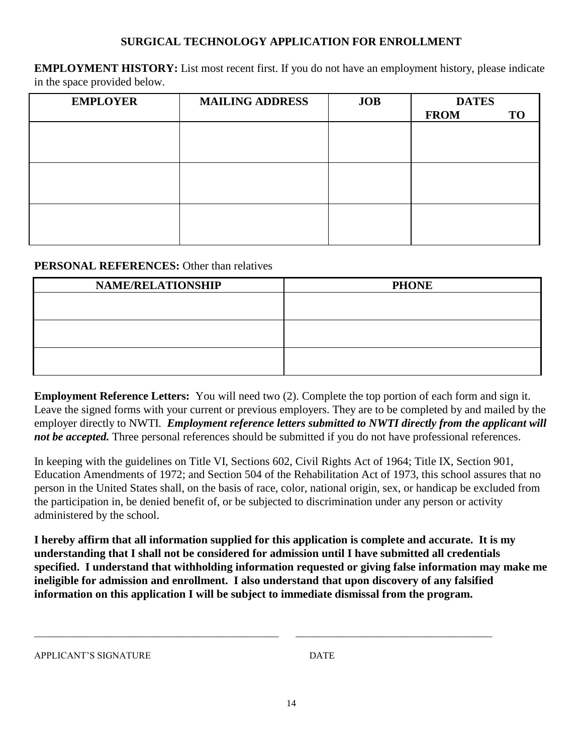# SURGICAL TECHNOLOGY APPLICATION FOR ENROLLMENT

**EMPLOYMENT HISTORY:** List most recent first. If you do not have an employment history, please indicate in the space provided below.

| EMPLOYER | MAILING ADDRESS | JOB | DATES FROM | DATES TO |
|---|---|---|---|---|
| | | | | |
| | | | | |
| | | | | |

**PERSONAL REFERENCES:** Other than relatives

| NAME/RELATIONSHIP | PHONE |
|---|---|
| | |
| | |
| | |

**Employment Reference Letters:** You will need two (2). Complete the top portion of each form and sign it. Leave the signed forms with your current or previous employers. They are to be completed by and mailed by the employer directly to NWTI. ***Employment reference letters submitted to NWTI directly from the applicant will not be accepted.*** Three personal references should be submitted if you do not have professional references.

In keeping with the guidelines on Title VI, Sections 602, Civil Rights Act of 1964; Title IX, Section 901, Education Amendments of 1972; and Section 504 of the Rehabilitation Act of 1973, this school assures that no person in the United States shall, on the basis of race, color, national origin, sex, or handicap be excluded from the participation in, be denied benefit of, or be subjected to discrimination under any person or activity administered by the school.

**I hereby affirm that all information supplied for this application is complete and accurate. It is my understanding that I shall not be considered for admission until I have submitted all credentials specified. I understand that withholding information requested or giving false information may make me ineligible for admission and enrollment. I also understand that upon discovery of any falsified information on this application I will be subject to immediate dismissal from the program.**

_______________________________________________ &nbsp;&nbsp;&nbsp; _____________________________________

APPLICANT'S SIGNATURE &nbsp;&nbsp;&nbsp; DATE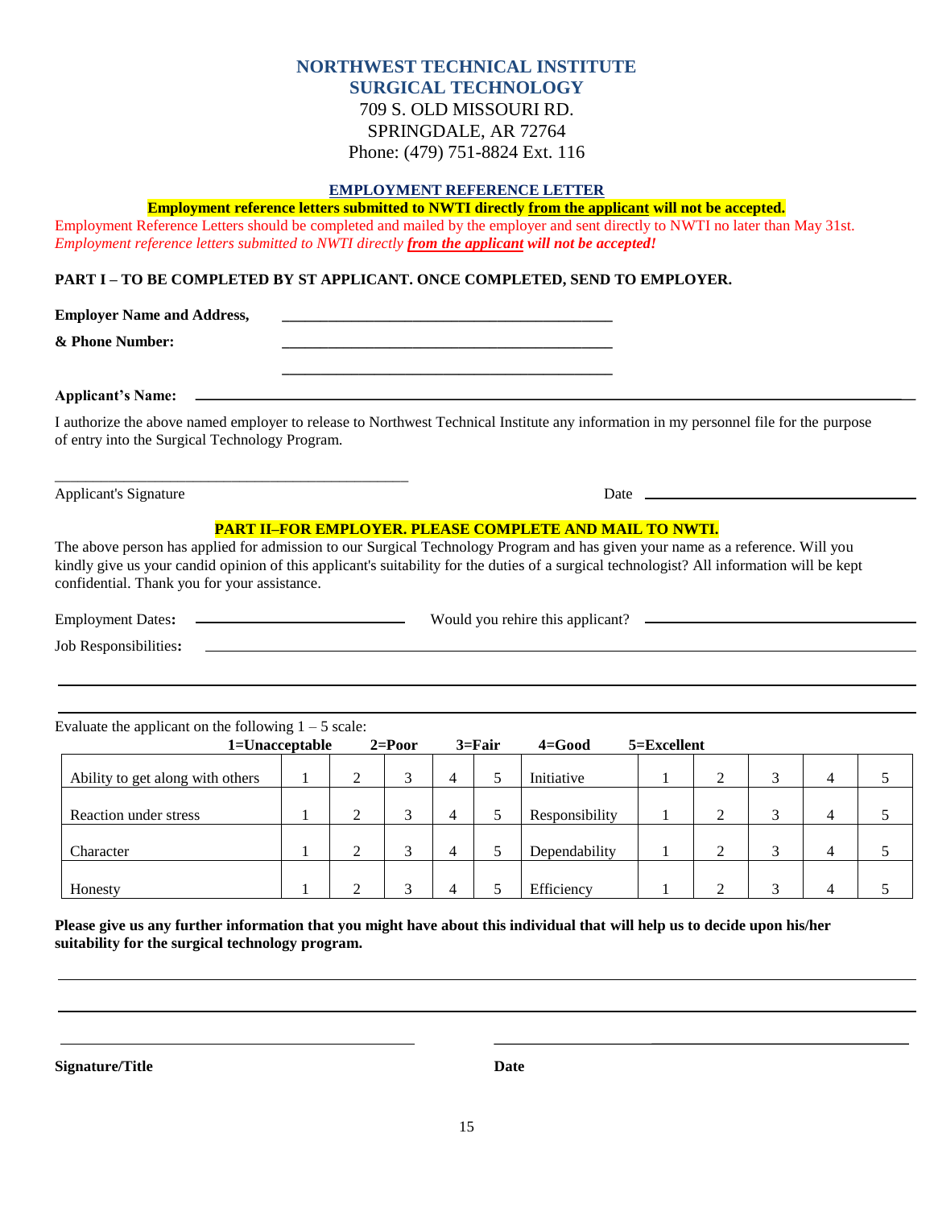# NORTHWEST TECHNICAL INSTITUTE
## SURGICAL TECHNOLOGY

709 S. OLD MISSOURI RD.
SPRINGDALE, AR 72764
Phone: (479) 751-8824 Ext. 116

### EMPLOYMENT REFERENCE LETTER

**Employment reference letters submitted to NWTI directly from the applicant will not be accepted.**

Employment Reference Letters should be completed and mailed by the employer and sent directly to NWTI no later than May 31st.
*Employment reference letters submitted to NWTI directly* ***from the applicant will not be accepted!***

**PART I – TO BE COMPLETED BY ST APPLICANT. ONCE COMPLETED, SEND TO EMPLOYER.**

**Employer Name and Address,** ____________________________________________

**& Phone Number:** ____________________________________________

____________________________________________

**Applicant's Name:** ____________________________________________

I authorize the above named employer to release to Northwest Technical Institute any information in my personnel file for the purpose of entry into the Surgical Technology Program.

____________________________________________
Applicant's Signature                                                                 Date ______________________

**PART II–FOR EMPLOYER. PLEASE COMPLETE AND MAIL TO NWTI.**

The above person has applied for admission to our Surgical Technology Program and has given your name as a reference. Will you kindly give us your candid opinion of this applicant's suitability for the duties of a surgical technologist? All information will be kept confidential. Thank you for your assistance.

Employment Dates**:** ______________________ Would you rehire this applicant? ______________________

Job Responsibilities**:** ____________________________________________

____________________________________________

____________________________________________

Evaluate the applicant on the following 1 – 5 scale:

**1=Unacceptable  2=Poor  3=Fair  4=Good  5=Excellent**

| | | | | | | | | | | |
|---|---|---|---|---|---|---|---|---|---|---|
| Ability to get along with others | 1 | 2 | 3 | 4 | 5 | Initiative | 1 | 2 | 3 | 4 | 5 |
| Reaction under stress | 1 | 2 | 3 | 4 | 5 | Responsibility | 1 | 2 | 3 | 4 | 5 |
| Character | 1 | 2 | 3 | 4 | 5 | Dependability | 1 | 2 | 3 | 4 | 5 |
| Honesty | 1 | 2 | 3 | 4 | 5 | Efficiency | 1 | 2 | 3 | 4 | 5 |

**Please give us any further information that you might have about this individual that will help us to decide upon his/her suitability for the surgical technology program.**

____________________________________________

____________________________________________

____________________________________________          ____________________________________________

**Signature/Title**                                                                 **Date**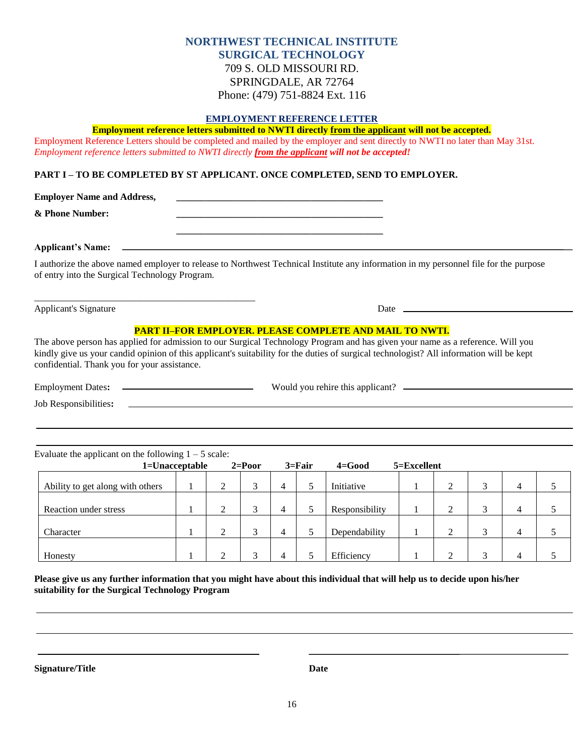# NORTHWEST TECHNICAL INSTITUTE
## SURGICAL TECHNOLOGY

709 S. OLD MISSOURI RD.
SPRINGDALE, AR 72764
Phone: (479) 751-8824 Ext. 116

### EMPLOYMENT REFERENCE LETTER

**Employment reference letters submitted to NWTI directly from the applicant will not be accepted.**

Employment Reference Letters should be completed and mailed by the employer and sent directly to NWTI no later than May 31st. *Employment reference letters submitted to NWTI directly **from the applicant** will not be accepted!*

**PART I – TO BE COMPLETED BY ST APPLICANT. ONCE COMPLETED, SEND TO EMPLOYER.**

**Employer Name and Address,** ____________________________________________

**& Phone Number:** ____________________________________________

____________________________________________

**Applicant's Name:** ____________________________________________

I authorize the above named employer to release to Northwest Technical Institute any information in my personnel file for the purpose of entry into the Surgical Technology Program.

____________________________________________
Applicant's Signature

Date ____________________________

**PART II–FOR EMPLOYER. PLEASE COMPLETE AND MAIL TO NWTI.**

The above person has applied for admission to our Surgical Technology Program and has given your name as a reference. Will you kindly give us your candid opinion of this applicant's suitability for the duties of surgical technologist? All information will be kept confidential. Thank you for your assistance.

Employment Dates**:** ____________________ Would you rehire this applicant? ____________________

Job Responsibilities**:** ____________________________________________

____________________________________________

____________________________________________

Evaluate the applicant on the following 1 – 5 scale:

**1=Unacceptable 2=Poor 3=Fair 4=Good 5=Excellent**

| | | | | | | | | | | |
|---|---|---|---|---|---|---|---|---|---|---|
| Ability to get along with others | 1 | 2 | 3 | 4 | 5 | Initiative | 1 | 2 | 3 | 4 | 5 |
| Reaction under stress | 1 | 2 | 3 | 4 | 5 | Responsibility | 1 | 2 | 3 | 4 | 5 |
| Character | 1 | 2 | 3 | 4 | 5 | Dependability | 1 | 2 | 3 | 4 | 5 |
| Honesty | 1 | 2 | 3 | 4 | 5 | Efficiency | 1 | 2 | 3 | 4 | 5 |

**Please give us any further information that you might have about this individual that will help us to decide upon his/her suitability for the Surgical Technology Program**

____________________________________________

____________________________________________

____________________________________________ ____________________________________________

**Signature/Title** **Date**